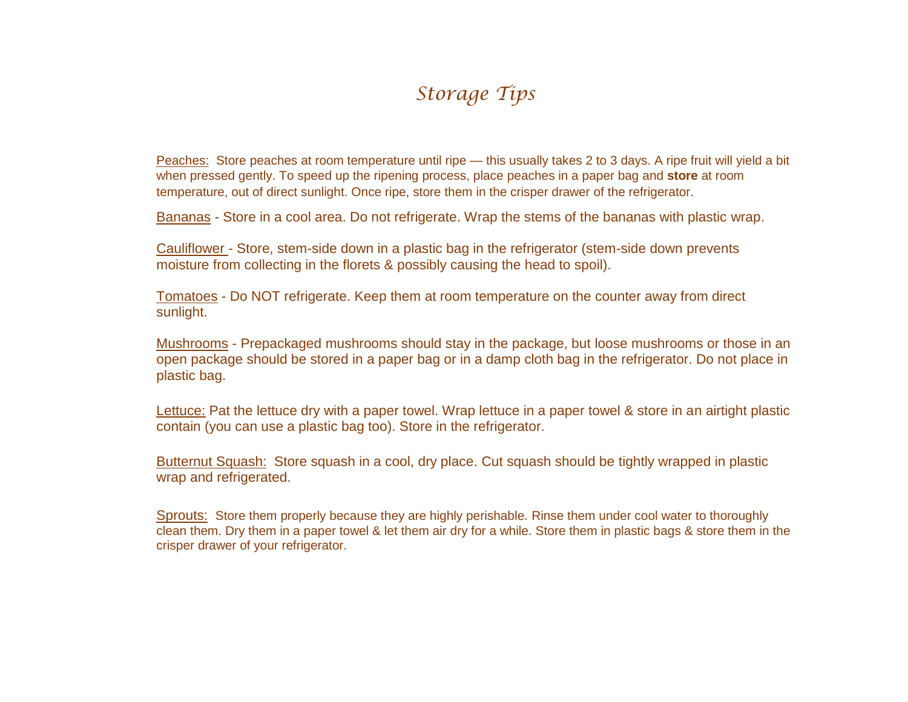# *Storage Tips*

Peaches: Store peaches at room temperature until ripe — this usually takes 2 to 3 days. A ripe fruit will yield a bit when pressed gently. To speed up the ripening process, place peaches in a paper bag and **store** at room temperature, out of direct sunlight. Once ripe, store them in the crisper drawer of the refrigerator.

Bananas - Store in a cool area. Do not refrigerate. Wrap the stems of the bananas with plastic wrap.

Cauliflower - Store, stem-side down in a plastic bag in the refrigerator (stem-side down prevents moisture from collecting in the florets & possibly causing the head to spoil).

Tomatoes - Do NOT refrigerate. Keep them at room temperature on the counter away from direct sunlight.

Mushrooms - Prepackaged mushrooms should stay in the package, but loose mushrooms or those in an open package should be stored in a paper bag or in a damp cloth bag in the refrigerator. Do not place in plastic bag.

Lettuce: Pat the lettuce dry with a paper towel. Wrap lettuce in a paper towel & store in an airtight plastic contain (you can use a plastic bag too). Store in the refrigerator.

Butternut Squash: Store squash in a cool, dry place. Cut squash should be tightly wrapped in plastic wrap and refrigerated.

Sprouts: Store them properly because they are highly perishable. Rinse them under cool water to thoroughly clean them. Dry them in a paper towel & let them air dry for a while. Store them in plastic bags & store them in the crisper drawer of your refrigerator.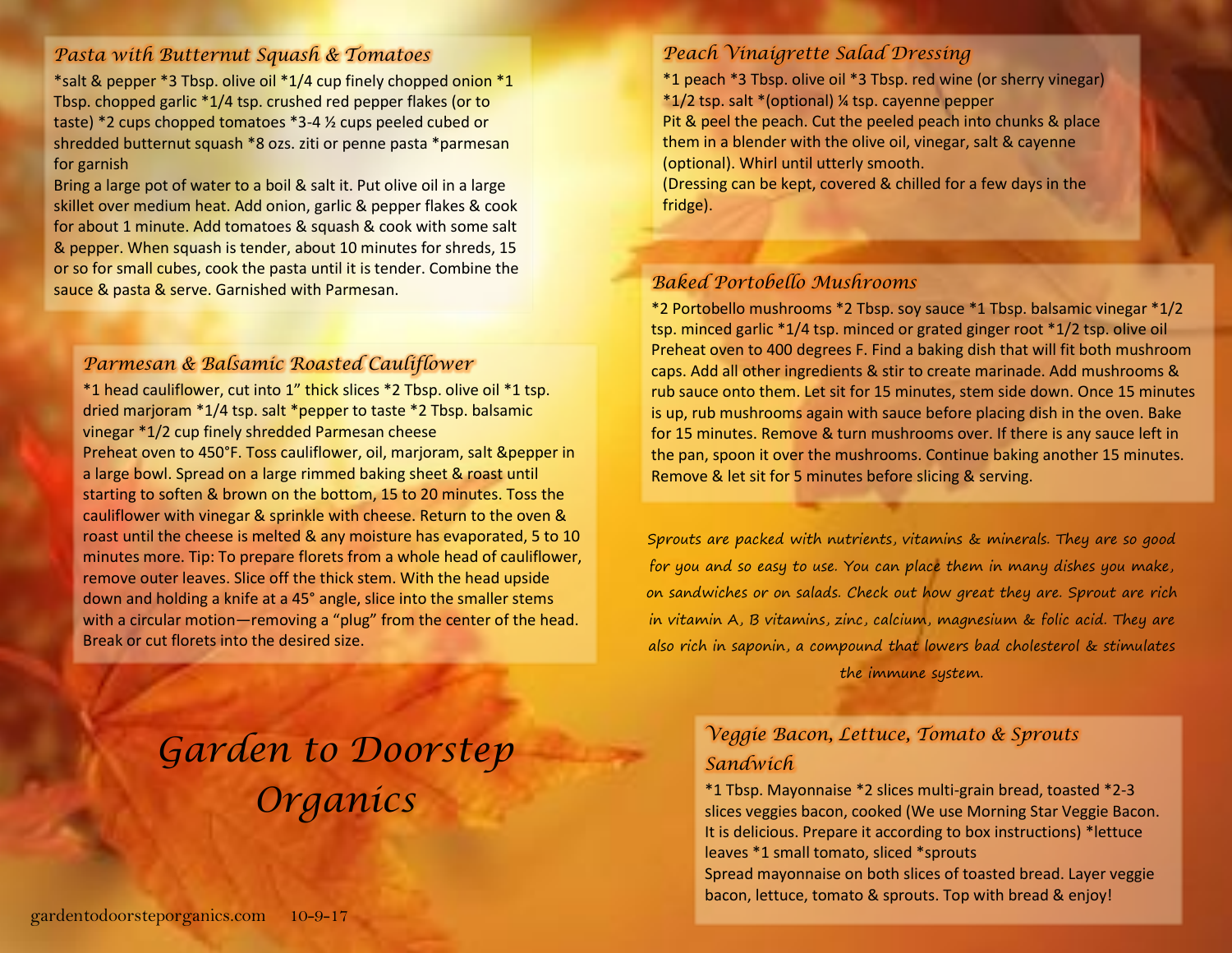## Pasta with Butternut Squash & Tomatoes

*salt & pepper *3 Tbsp. olive oil *1/4 cup finely chopped onion *1 Tbsp. chopped garlic *1/4 tsp. crushed red pepper flakes (or to taste) *2 cups chopped tomatoes *3-4 ½ cups peeled cubed or shredded butternut squash *8 ozs. ziti or penne pasta *parmesan for garnish

Bring a large pot of water to a boil & salt it. Put olive oil in a large skillet over medium heat. Add onion, garlic & pepper flakes & cook for about 1 minute. Add tomatoes & squash & cook with some salt & pepper. When squash is tender, about 10 minutes for shreds, 15 or so for small cubes, cook the pasta until it is tender. Combine the sauce & pasta & serve. Garnished with Parmesan.

## Parmesan & Balsamic Roasted Cauliflower

*1 head cauliflower, cut into 1" thick slices *2 Tbsp. olive oil *1 tsp. dried marjoram *1/4 tsp. salt *pepper to taste *2 Tbsp. balsamic vinegar *1/2 cup finely shredded Parmesan cheese

Preheat oven to 450°F. Toss cauliflower, oil, marjoram, salt &pepper in a large bowl. Spread on a large rimmed baking sheet & roast until starting to soften & brown on the bottom, 15 to 20 minutes. Toss the cauliflower with vinegar & sprinkle with cheese. Return to the oven & roast until the cheese is melted & any moisture has evaporated, 5 to 10 minutes more. Tip: To prepare florets from a whole head of cauliflower, remove outer leaves. Slice off the thick stem. With the head upside down and holding a knife at a 45° angle, slice into the smaller stems with a circular motion—removing a "plug" from the center of the head. Break or cut florets into the desired size.

# Garden to Doorstep Organics

gardentodoorsteporganics.com 10-9-17

## Peach Vinaigrette Salad Dressing

*1 peach *3 Tbsp. olive oil *3 Tbsp. red wine (or sherry vinegar) *1/2 tsp. salt *(optional) ¼ tsp. cayenne pepper

Pit & peel the peach. Cut the peeled peach into chunks & place them in a blender with the olive oil, vinegar, salt & cayenne (optional). Whirl until utterly smooth.

(Dressing can be kept, covered & chilled for a few days in the fridge).

## Baked Portobello Mushrooms

*2 Portobello mushrooms *2 Tbsp. soy sauce *1 Tbsp. balsamic vinegar *1/2 tsp. minced garlic *1/4 tsp. minced or grated ginger root *1/2 tsp. olive oil

Preheat oven to 400 degrees F. Find a baking dish that will fit both mushroom caps. Add all other ingredients & stir to create marinade. Add mushrooms & rub sauce onto them. Let sit for 15 minutes, stem side down. Once 15 minutes is up, rub mushrooms again with sauce before placing dish in the oven. Bake for 15 minutes. Remove & turn mushrooms over. If there is any sauce left in the pan, spoon it over the mushrooms. Continue baking another 15 minutes. Remove & let sit for 5 minutes before slicing & serving.

*Sprouts are packed with nutrients, vitamins & minerals. They are so good for you and so easy to use. You can place them in many dishes you make, on sandwiches or on salads. Check out how great they are. Sprout are rich in vitamin A, B vitamins, zinc, calcium, magnesium & folic acid. They are also rich in saponin, a compound that lowers bad cholesterol & stimulates the immune system.*

## Veggie Bacon, Lettuce, Tomato & Sprouts Sandwich

*1 Tbsp. Mayonnaise *2 slices multi-grain bread, toasted *2-3 slices veggies bacon, cooked (We use Morning Star Veggie Bacon. It is delicious. Prepare it according to box instructions) *lettuce leaves *1 small tomato, sliced *sprouts

Spread mayonnaise on both slices of toasted bread. Layer veggie bacon, lettuce, tomato & sprouts. Top with bread & enjoy!